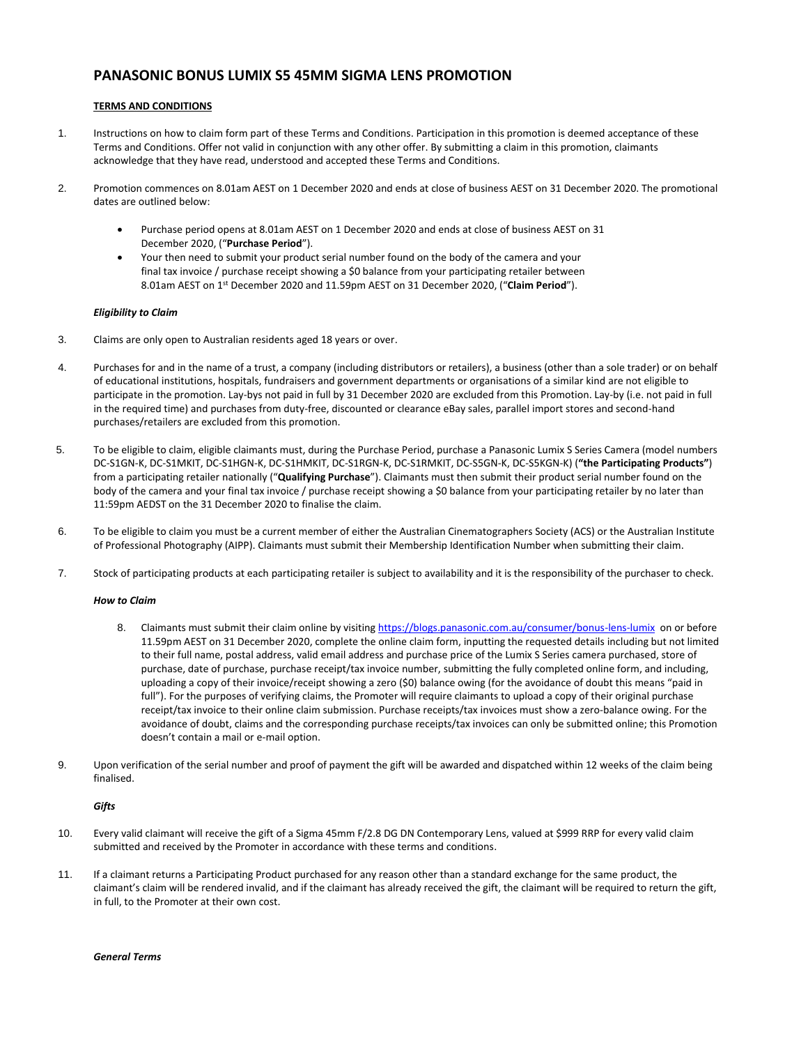# PANASONIC BONUS LUMIX S5 45MM SIGMA LENS PROMOTION

**TERMS AND CONDITIONS**

1. Instructions on how to claim form part of these Terms and Conditions. Participation in this promotion is deemed acceptance of these Terms and Conditions. Offer not valid in conjunction with any other offer. By submitting a claim in this promotion, claimants acknowledge that they have read, understood and accepted these Terms and Conditions.

2. Promotion commences on 8.01am AEST on 1 December 2020 and ends at close of business AEST on 31 December 2020. The promotional dates are outlined below:

   - Purchase period opens at 8.01am AEST on 1 December 2020 and ends at close of business AEST on 31 December 2020, ("**Purchase Period**").
   - Your then need to submit your product serial number found on the body of the camera and your final tax invoice / purchase receipt showing a $0 balance from your participating retailer between 8.01am AEST on 1st December 2020 and 11.59pm AEST on 31 December 2020, ("**Claim Period**").

***Eligibility to Claim***

3. Claims are only open to Australian residents aged 18 years or over.

4. Purchases for and in the name of a trust, a company (including distributors or retailers), a business (other than a sole trader) or on behalf of educational institutions, hospitals, fundraisers and government departments or organisations of a similar kind are not eligible to participate in the promotion. Lay-bys not paid in full by 31 December 2020 are excluded from this Promotion. Lay-by (i.e. not paid in full in the required time) and purchases from duty-free, discounted or clearance eBay sales, parallel import stores and second-hand purchases/retailers are excluded from this promotion.

5. To be eligible to claim, eligible claimants must, during the Purchase Period, purchase a Panasonic Lumix S Series Camera (model numbers DC-S1GN-K, DC-S1MKIT, DC-S1HGN-K, DC-S1HMKIT, DC-S1RGN-K, DC-S1RMKIT, DC-S5GN-K, DC-S5KGN-K) (**"the Participating Products"**) from a participating retailer nationally ("**Qualifying Purchase**"). Claimants must then submit their product serial number found on the body of the camera and your final tax invoice / purchase receipt showing a $0 balance from your participating retailer by no later than 11:59pm AEDST on the 31 December 2020 to finalise the claim.

6. To be eligible to claim you must be a current member of either the Australian Cinematographers Society (ACS) or the Australian Institute of Professional Photography (AIPP). Claimants must submit their Membership Identification Number when submitting their claim.

7. Stock of participating products at each participating retailer is subject to availability and it is the responsibility of the purchaser to check.

***How to Claim***

8. Claimants must submit their claim online by visiting https://blogs.panasonic.com.au/consumer/bonus-lens-lumix on or before 11.59pm AEST on 31 December 2020, complete the online claim form, inputting the requested details including but not limited to their full name, postal address, valid email address and purchase price of the Lumix S Series camera purchased, store of purchase, date of purchase, purchase receipt/tax invoice number, submitting the fully completed online form, and including, uploading a copy of their invoice/receipt showing a zero ($0) balance owing (for the avoidance of doubt this means "paid in full"). For the purposes of verifying claims, the Promoter will require claimants to upload a copy of their original purchase receipt/tax invoice to their online claim submission. Purchase receipts/tax invoices must show a zero-balance owing. For the avoidance of doubt, claims and the corresponding purchase receipts/tax invoices can only be submitted online; this Promotion doesn't contain a mail or e-mail option.

9. Upon verification of the serial number and proof of payment the gift will be awarded and dispatched within 12 weeks of the claim being finalised.

***Gifts***

10. Every valid claimant will receive the gift of a Sigma 45mm F/2.8 DG DN Contemporary Lens, valued at $999 RRP for every valid claim submitted and received by the Promoter in accordance with these terms and conditions.

11. If a claimant returns a Participating Product purchased for any reason other than a standard exchange for the same product, the claimant's claim will be rendered invalid, and if the claimant has already received the gift, the claimant will be required to return the gift, in full, to the Promoter at their own cost.

***General Terms***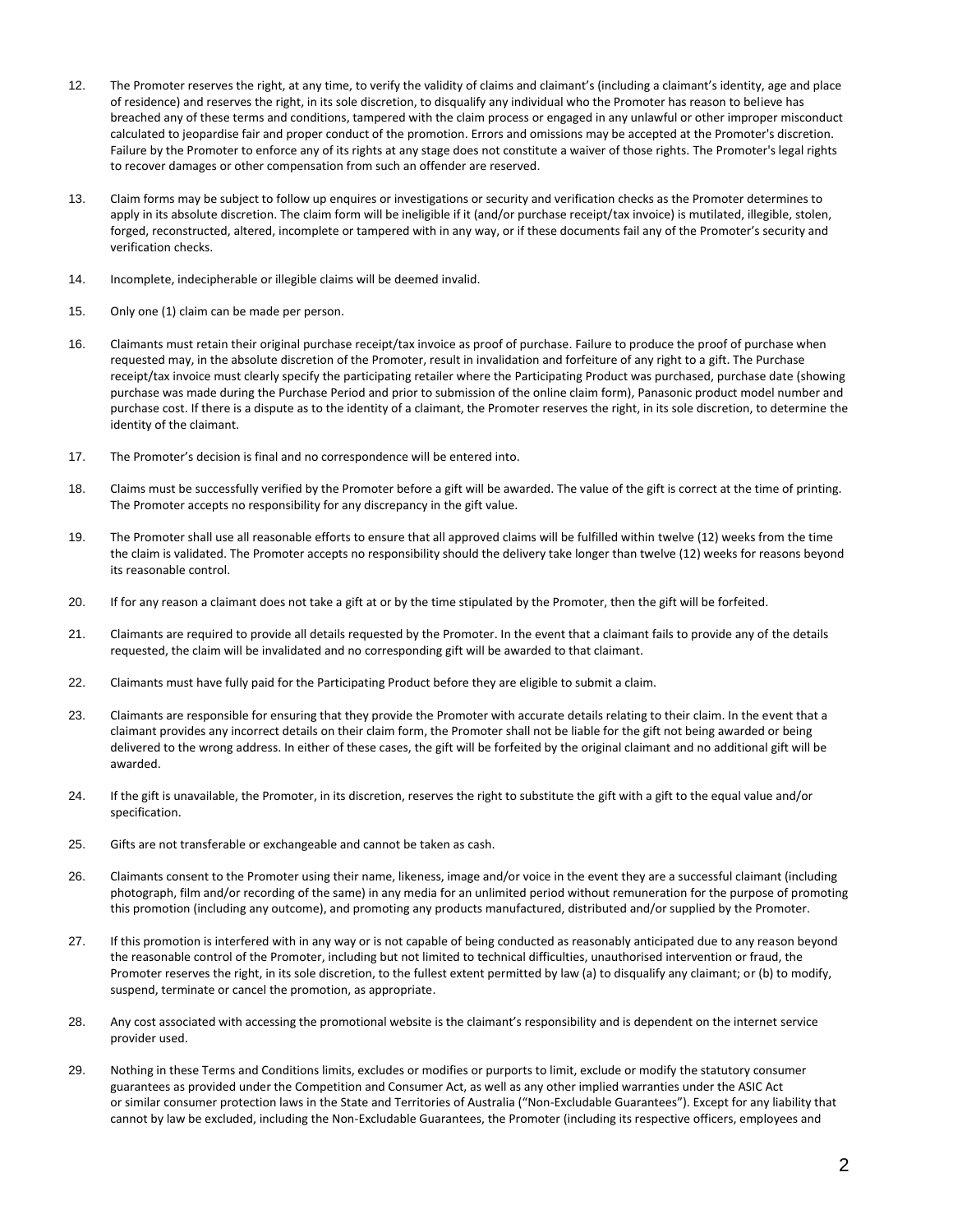12. The Promoter reserves the right, at any time, to verify the validity of claims and claimant's (including a claimant's identity, age and place of residence) and reserves the right, in its sole discretion, to disqualify any individual who the Promoter has reason to believe has breached any of these terms and conditions, tampered with the claim process or engaged in any unlawful or other improper misconduct calculated to jeopardise fair and proper conduct of the promotion. Errors and omissions may be accepted at the Promoter's discretion. Failure by the Promoter to enforce any of its rights at any stage does not constitute a waiver of those rights. The Promoter's legal rights to recover damages or other compensation from such an offender are reserved.

13. Claim forms may be subject to follow up enquires or investigations or security and verification checks as the Promoter determines to apply in its absolute discretion. The claim form will be ineligible if it (and/or purchase receipt/tax invoice) is mutilated, illegible, stolen, forged, reconstructed, altered, incomplete or tampered with in any way, or if these documents fail any of the Promoter's security and verification checks.

14. Incomplete, indecipherable or illegible claims will be deemed invalid.

15. Only one (1) claim can be made per person.

16. Claimants must retain their original purchase receipt/tax invoice as proof of purchase. Failure to produce the proof of purchase when requested may, in the absolute discretion of the Promoter, result in invalidation and forfeiture of any right to a gift. The Purchase receipt/tax invoice must clearly specify the participating retailer where the Participating Product was purchased, purchase date (showing purchase was made during the Purchase Period and prior to submission of the online claim form), Panasonic product model number and purchase cost. If there is a dispute as to the identity of a claimant, the Promoter reserves the right, in its sole discretion, to determine the identity of the claimant.

17. The Promoter's decision is final and no correspondence will be entered into.

18. Claims must be successfully verified by the Promoter before a gift will be awarded. The value of the gift is correct at the time of printing. The Promoter accepts no responsibility for any discrepancy in the gift value.

19. The Promoter shall use all reasonable efforts to ensure that all approved claims will be fulfilled within twelve (12) weeks from the time the claim is validated. The Promoter accepts no responsibility should the delivery take longer than twelve (12) weeks for reasons beyond its reasonable control.

20. If for any reason a claimant does not take a gift at or by the time stipulated by the Promoter, then the gift will be forfeited.

21. Claimants are required to provide all details requested by the Promoter. In the event that a claimant fails to provide any of the details requested, the claim will be invalidated and no corresponding gift will be awarded to that claimant.

22. Claimants must have fully paid for the Participating Product before they are eligible to submit a claim.

23. Claimants are responsible for ensuring that they provide the Promoter with accurate details relating to their claim. In the event that a claimant provides any incorrect details on their claim form, the Promoter shall not be liable for the gift not being awarded or being delivered to the wrong address. In either of these cases, the gift will be forfeited by the original claimant and no additional gift will be awarded.

24. If the gift is unavailable, the Promoter, in its discretion, reserves the right to substitute the gift with a gift to the equal value and/or specification.

25. Gifts are not transferable or exchangeable and cannot be taken as cash.

26. Claimants consent to the Promoter using their name, likeness, image and/or voice in the event they are a successful claimant (including photograph, film and/or recording of the same) in any media for an unlimited period without remuneration for the purpose of promoting this promotion (including any outcome), and promoting any products manufactured, distributed and/or supplied by the Promoter.

27. If this promotion is interfered with in any way or is not capable of being conducted as reasonably anticipated due to any reason beyond the reasonable control of the Promoter, including but not limited to technical difficulties, unauthorised intervention or fraud, the Promoter reserves the right, in its sole discretion, to the fullest extent permitted by law (a) to disqualify any claimant; or (b) to modify, suspend, terminate or cancel the promotion, as appropriate.

28. Any cost associated with accessing the promotional website is the claimant's responsibility and is dependent on the internet service provider used.

29. Nothing in these Terms and Conditions limits, excludes or modifies or purports to limit, exclude or modify the statutory consumer guarantees as provided under the Competition and Consumer Act, as well as any other implied warranties under the ASIC Act or similar consumer protection laws in the State and Territories of Australia ("Non-Excludable Guarantees"). Except for any liability that cannot by law be excluded, including the Non-Excludable Guarantees, the Promoter (including its respective officers, employees and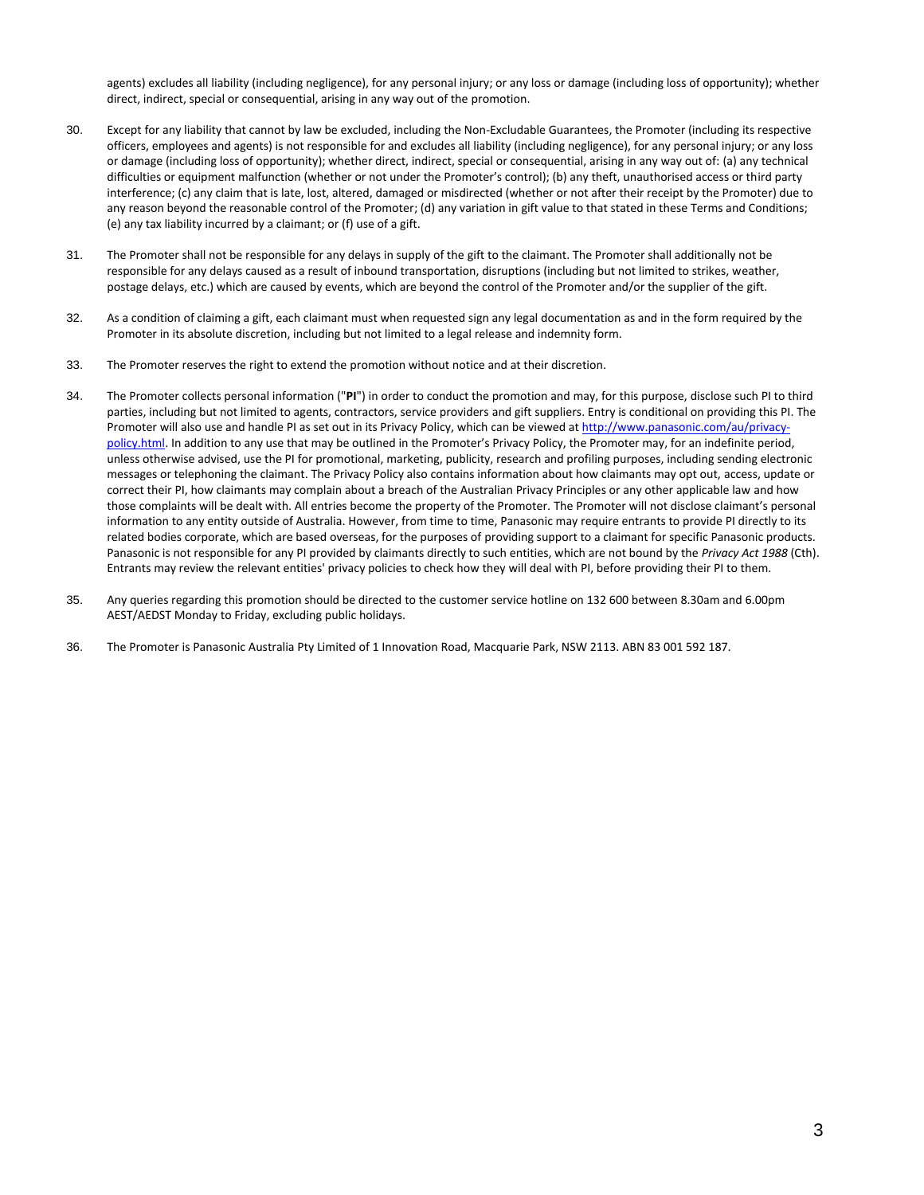agents) excludes all liability (including negligence), for any personal injury; or any loss or damage (including loss of opportunity); whether direct, indirect, special or consequential, arising in any way out of the promotion.

30. Except for any liability that cannot by law be excluded, including the Non-Excludable Guarantees, the Promoter (including its respective officers, employees and agents) is not responsible for and excludes all liability (including negligence), for any personal injury; or any loss or damage (including loss of opportunity); whether direct, indirect, special or consequential, arising in any way out of: (a) any technical difficulties or equipment malfunction (whether or not under the Promoter's control); (b) any theft, unauthorised access or third party interference; (c) any claim that is late, lost, altered, damaged or misdirected (whether or not after their receipt by the Promoter) due to any reason beyond the reasonable control of the Promoter; (d) any variation in gift value to that stated in these Terms and Conditions; (e) any tax liability incurred by a claimant; or (f) use of a gift.

31. The Promoter shall not be responsible for any delays in supply of the gift to the claimant. The Promoter shall additionally not be responsible for any delays caused as a result of inbound transportation, disruptions (including but not limited to strikes, weather, postage delays, etc.) which are caused by events, which are beyond the control of the Promoter and/or the supplier of the gift.

32. As a condition of claiming a gift, each claimant must when requested sign any legal documentation as and in the form required by the Promoter in its absolute discretion, including but not limited to a legal release and indemnity form.

33. The Promoter reserves the right to extend the promotion without notice and at their discretion.

34. The Promoter collects personal information ("**PI**") in order to conduct the promotion and may, for this purpose, disclose such PI to third parties, including but not limited to agents, contractors, service providers and gift suppliers. Entry is conditional on providing this PI. The Promoter will also use and handle PI as set out in its Privacy Policy, which can be viewed at [http://www.panasonic.com/au/privacy-policy.html](http://www.panasonic.com/au/privacy-policy.html). In addition to any use that may be outlined in the Promoter's Privacy Policy, the Promoter may, for an indefinite period, unless otherwise advised, use the PI for promotional, marketing, publicity, research and profiling purposes, including sending electronic messages or telephoning the claimant. The Privacy Policy also contains information about how claimants may opt out, access, update or correct their PI, how claimants may complain about a breach of the Australian Privacy Principles or any other applicable law and how those complaints will be dealt with. All entries become the property of the Promoter. The Promoter will not disclose claimant's personal information to any entity outside of Australia. However, from time to time, Panasonic may require entrants to provide PI directly to its related bodies corporate, which are based overseas, for the purposes of providing support to a claimant for specific Panasonic products. Panasonic is not responsible for any PI provided by claimants directly to such entities, which are not bound by the *Privacy Act 1988* (Cth). Entrants may review the relevant entities' privacy policies to check how they will deal with PI, before providing their PI to them.

35. Any queries regarding this promotion should be directed to the customer service hotline on 132 600 between 8.30am and 6.00pm AEST/AEDST Monday to Friday, excluding public holidays.

36. The Promoter is Panasonic Australia Pty Limited of 1 Innovation Road, Macquarie Park, NSW 2113. ABN 83 001 592 187.